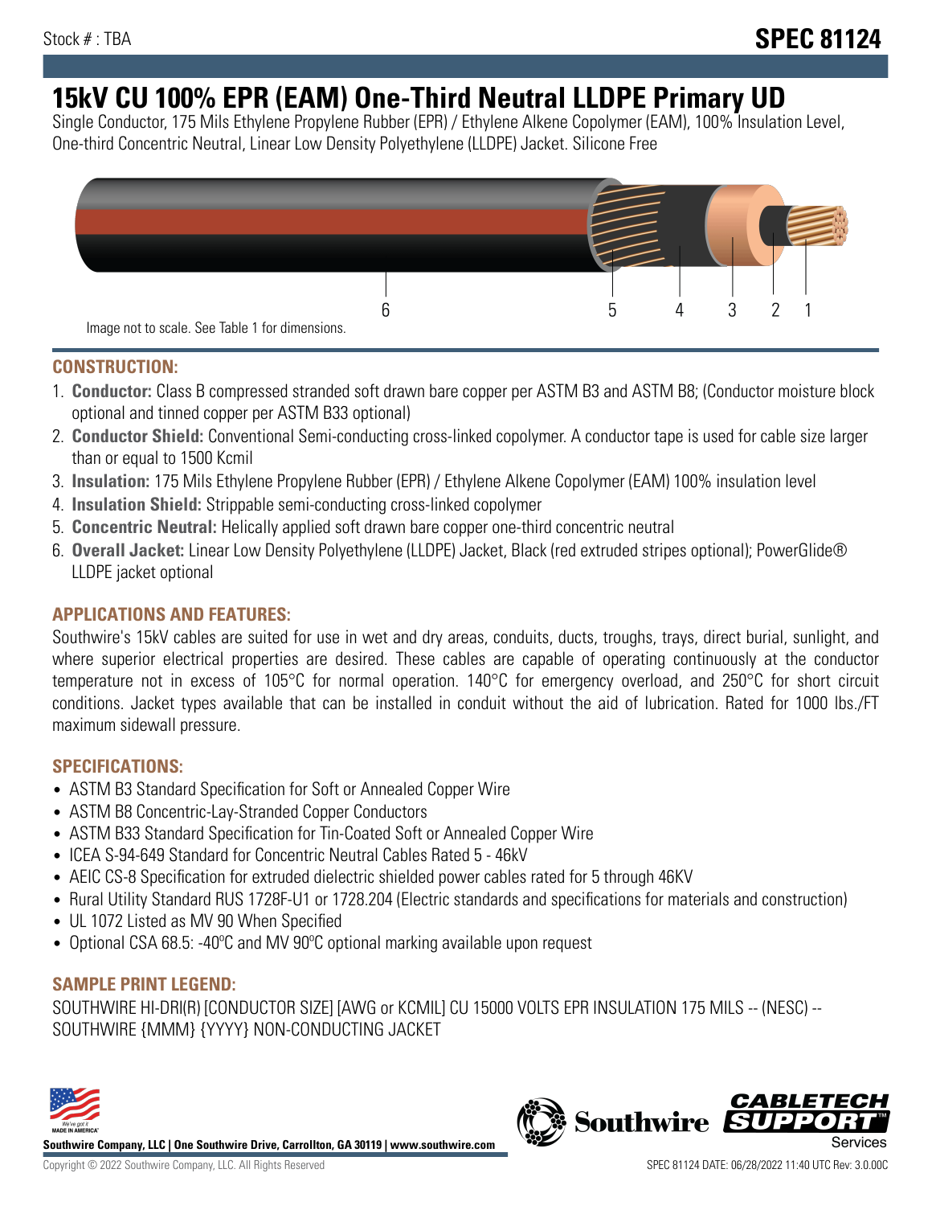Stock # : TBA

# SPEC 81124

# 15kV CU 100% EPR (EAM) One-Third Neutral LLDPE Primary UD

Single Conductor, 175 Mils Ethylene Propylene Rubber (EPR) / Ethylene Alkene Copolymer (EAM), 100% Insulation Level, One-third Concentric Neutral, Linear Low Density Polyethylene (LLDPE) Jacket. Silicone Free

6 5 4 3 2 1

Image not to scale. See Table 1 for dimensions.

## CONSTRUCTION:

1. **Conductor:** Class B compressed stranded soft drawn bare copper per ASTM B3 and ASTM B8; (Conductor moisture block optional and tinned copper per ASTM B33 optional)
2. **Conductor Shield:** Conventional Semi-conducting cross-linked copolymer. A conductor tape is used for cable size larger than or equal to 1500 Kcmil
3. **Insulation:** 175 Mils Ethylene Propylene Rubber (EPR) / Ethylene Alkene Copolymer (EAM) 100% insulation level
4. **Insulation Shield:** Strippable semi-conducting cross-linked copolymer
5. **Concentric Neutral:** Helically applied soft drawn bare copper one-third concentric neutral
6. **Overall Jacket:** Linear Low Density Polyethylene (LLDPE) Jacket, Black (red extruded stripes optional); PowerGlide® LLDPE jacket optional

## APPLICATIONS AND FEATURES:

Southwire's 15kV cables are suited for use in wet and dry areas, conduits, ducts, troughs, trays, direct burial, sunlight, and where superior electrical properties are desired. These cables are capable of operating continuously at the conductor temperature not in excess of 105°C for normal operation. 140°C for emergency overload, and 250°C for short circuit conditions. Jacket types available that can be installed in conduit without the aid of lubrication. Rated for 1000 lbs./FT maximum sidewall pressure.

## SPECIFICATIONS:

- ASTM B3 Standard Specification for Soft or Annealed Copper Wire
- ASTM B8 Concentric-Lay-Stranded Copper Conductors
- ASTM B33 Standard Specification for Tin-Coated Soft or Annealed Copper Wire
- ICEA S-94-649 Standard for Concentric Neutral Cables Rated 5 - 46kV
- AEIC CS-8 Specification for extruded dielectric shielded power cables rated for 5 through 46KV
- Rural Utility Standard RUS 1728F-U1 or 1728.204 (Electric standards and specifications for materials and construction)
- UL 1072 Listed as MV 90 When Specified
- Optional CSA 68.5: -40ºC and MV 90ºC optional marking available upon request

## SAMPLE PRINT LEGEND:

SOUTHWIRE HI-DRI(R) [CONDUCTOR SIZE] [AWG or KCMIL] CU 15000 VOLTS EPR INSULATION 175 MILS -- (NESC) -- SOUTHWIRE {MMM} {YYYY} NON-CONDUCTING JACKET

**Southwire Company, LLC | One Southwire Drive, Carrollton, GA 30119 | www.southwire.com**

Copyright © 2022 Southwire Company, LLC. All Rights Reserved

SPEC 81124 DATE: 06/28/2022 11:40 UTC Rev: 3.0.00C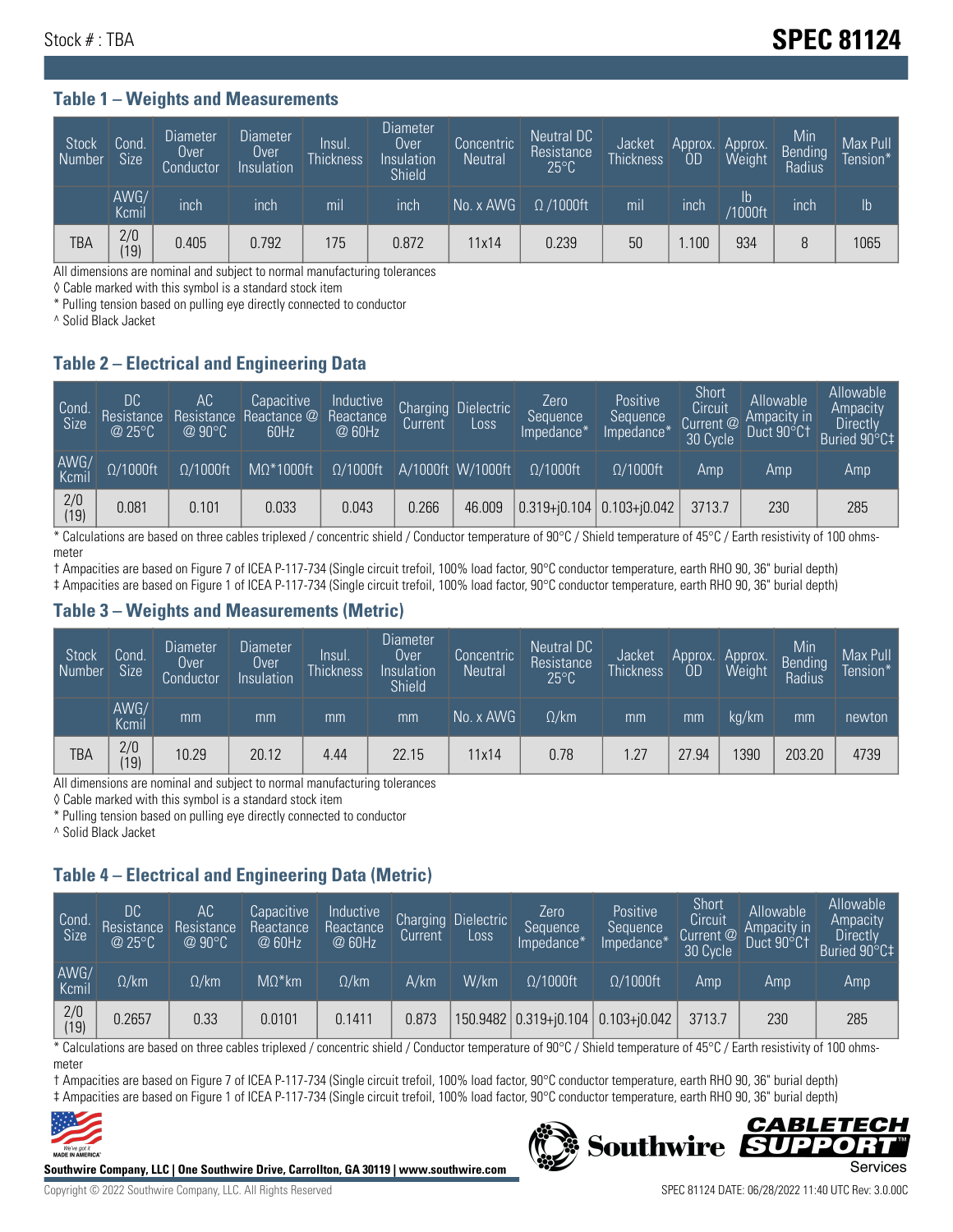Stock # : TBA

# SPEC 81124

## Table 1 – Weights and Measurements

| Stock Number | Cond. Size | Diameter Over Conductor | Diameter Over Insulation | Insul. Thickness | Diameter Over Insulation Shield | Concentric Neutral | Neutral DC Resistance 25°C | Jacket Thickness | Approx. OD | Approx. Weight | Min Bending Radius | Max Pull Tension* |
|---|---|---|---|---|---|---|---|---|---|---|---|---|
| | AWG/ Kcmil | inch | inch | mil | inch | No. x AWG | Ω /1000ft | mil | inch | lb /1000ft | inch | lb |
| TBA | 2/0 (19) | 0.405 | 0.792 | 175 | 0.872 | 11x14 | 0.239 | 50 | 1.100 | 934 | 8 | 1065 |

All dimensions are nominal and subject to normal manufacturing tolerances
◊ Cable marked with this symbol is a standard stock item
* Pulling tension based on pulling eye directly connected to conductor
^ Solid Black Jacket

## Table 2 – Electrical and Engineering Data

| Cond. Size | DC Resistance @ 25°C | AC Resistance @ 90°C | Capacitive Reactance @ 60Hz | Inductive Reactance @ 60Hz | Charging Current | Dielectric Loss | Zero Sequence Impedance* | Positive Sequence Impedance* | Short Circuit Current @ 30 Cycle | Allowable Ampacity in Duct 90°C† | Allowable Ampacity Directly Buried 90°C‡ |
|---|---|---|---|---|---|---|---|---|---|---|---|
| AWG/ Kcmil | Ω/1000ft | Ω/1000ft | MΩ*1000ft | Ω/1000ft | A/1000ft | W/1000ft | Ω/1000ft | Ω/1000ft | Amp | Amp | Amp |
| 2/0 (19) | 0.081 | 0.101 | 0.033 | 0.043 | 0.266 | 46.009 | 0.319+j0.104 | 0.103+j0.042 | 3713.7 | 230 | 285 |

* Calculations are based on three cables triplexed / concentric shield / Conductor temperature of 90°C / Shield temperature of 45°C / Earth resistivity of 100 ohms-meter
† Ampacities are based on Figure 7 of ICEA P-117-734 (Single circuit trefoil, 100% load factor, 90°C conductor temperature, earth RHO 90, 36" burial depth)
‡ Ampacities are based on Figure 1 of ICEA P-117-734 (Single circuit trefoil, 100% load factor, 90°C conductor temperature, earth RHO 90, 36" burial depth)

## Table 3 – Weights and Measurements (Metric)

| Stock Number | Cond. Size | Diameter Over Conductor | Diameter Over Insulation | Insul. Thickness | Diameter Over Insulation Shield | Concentric Neutral | Neutral DC Resistance 25°C | Jacket Thickness | Approx. OD | Approx. Weight | Min Bending Radius | Max Pull Tension* |
|---|---|---|---|---|---|---|---|---|---|---|---|---|
| | AWG/ Kcmil | mm | mm | mm | mm | No. x AWG | Ω/km | mm | mm | kg/km | mm | newton |
| TBA | 2/0 (19) | 10.29 | 20.12 | 4.44 | 22.15 | 11x14 | 0.78 | 1.27 | 27.94 | 1390 | 203.20 | 4739 |

All dimensions are nominal and subject to normal manufacturing tolerances
◊ Cable marked with this symbol is a standard stock item
* Pulling tension based on pulling eye directly connected to conductor
^ Solid Black Jacket

## Table 4 – Electrical and Engineering Data (Metric)

| Cond. Size | DC Resistance @ 25°C | AC Resistance @ 90°C | Capacitive Reactance @ 60Hz | Inductive Reactance @ 60Hz | Charging Current | Dielectric Loss | Zero Sequence Impedance* | Positive Sequence Impedance* | Short Circuit Current @ 30 Cycle | Allowable Ampacity in Duct 90°C† | Allowable Ampacity Directly Buried 90°C‡ |
|---|---|---|---|---|---|---|---|---|---|---|---|
| AWG/ Kcmil | Ω/km | Ω/km | MΩ*km | Ω/km | A/km | W/km | Ω/1000ft | Ω/1000ft | Amp | Amp | Amp |
| 2/0 (19) | 0.2657 | 0.33 | 0.0101 | 0.1411 | 0.873 | 150.9482 | 0.319+j0.104 | 0.103+j0.042 | 3713.7 | 230 | 285 |

* Calculations are based on three cables triplexed / concentric shield / Conductor temperature of 90°C / Shield temperature of 45°C / Earth resistivity of 100 ohms-meter
† Ampacities are based on Figure 7 of ICEA P-117-734 (Single circuit trefoil, 100% load factor, 90°C conductor temperature, earth RHO 90, 36" burial depth)
‡ Ampacities are based on Figure 1 of ICEA P-117-734 (Single circuit trefoil, 100% load factor, 90°C conductor temperature, earth RHO 90, 36" burial depth)

**Southwire Company, LLC | One Southwire Drive, Carrollton, GA 30119 | www.southwire.com**

Copyright © 2022 Southwire Company, LLC. All Rights Reserved

SPEC 81124 DATE: 06/28/2022 11:40 UTC Rev: 3.0.00C